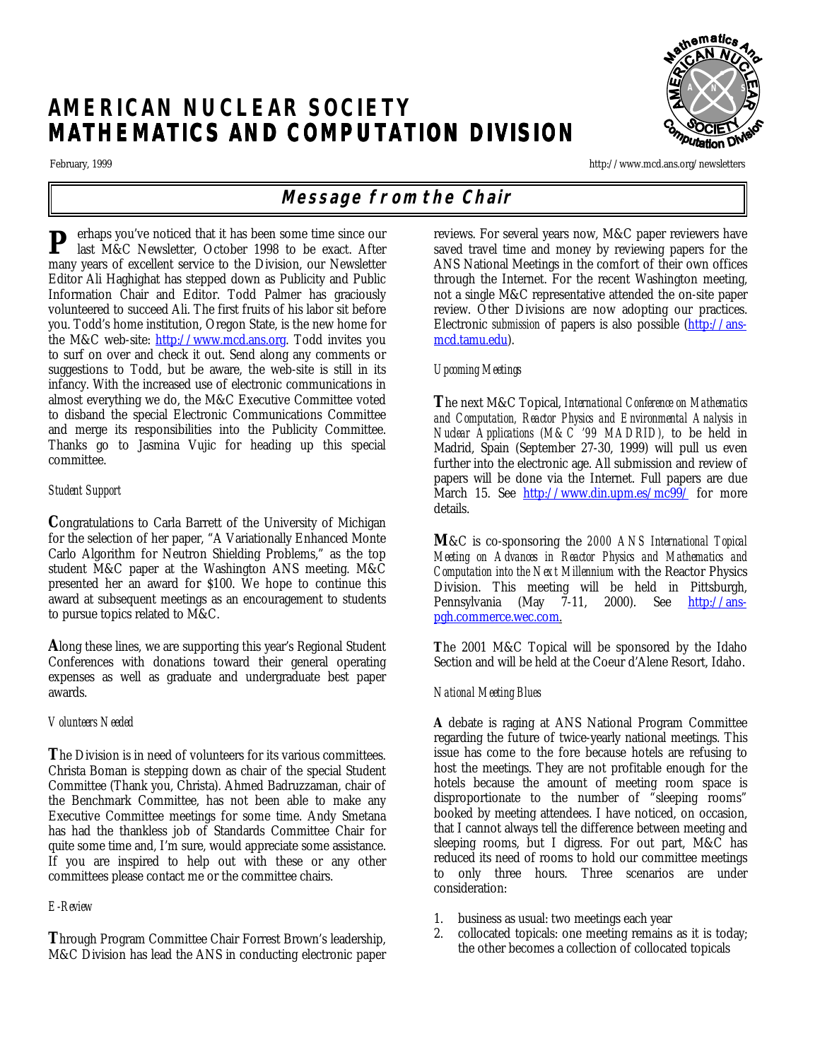# AMERICAN NUCLEAR SOCIETY MATHEMATICS AND COMPUTATION DIVISION

February, 1999

http://www.mcd.ans.org/newsletters

## Message from the Chair

Perhaps you've noticed that it has been some time since our last M&C Newsletter, October 1998 to be exact. After many years of excellent service to the Division, our Newsletter Editor Ali Haghighat has stepped down as Publicity and Public Information Chair and Editor. Todd Palmer has graciously volunteered to succeed Ali. The first fruits of his labor sit before you. Todd's home institution, Oregon State, is the new home for the M&C web-site: http://www.mcd.ans.org. Todd invites you to surf on over and check it out. Send along any comments or suggestions to Todd, but be aware, the web-site is still in its infancy. With the increased use of electronic communications in almost everything we do, the M&C Executive Committee voted to disband the special Electronic Communications Committee and merge its responsibilities into the Publicity Committee. Thanks go to Jasmina Vujic for heading up this special committee.

*Student Support*

Congratulations to Carla Barrett of the University of Michigan for the selection of her paper, "A Variationally Enhanced Monte Carlo Algorithm for Neutron Shielding Problems," as the top student M&C paper at the Washington ANS meeting. M&C presented her an award for $100. We hope to continue this award at subsequent meetings as an encouragement to students to pursue topics related to M&C.

Along these lines, we are supporting this year's Regional Student Conferences with donations toward their general operating expenses as well as graduate and undergraduate best paper awards.

*Volunteers Needed*

The Division is in need of volunteers for its various committees. Christa Boman is stepping down as chair of the special Student Committee (Thank you, Christa). Ahmed Badruzzaman, chair of the Benchmark Committee, has not been able to make any Executive Committee meetings for some time. Andy Smetana has had the thankless job of Standards Committee Chair for quite some time and, I'm sure, would appreciate some assistance. If you are inspired to help out with these or any other committees please contact me or the committee chairs.

*E-Review*

Through Program Committee Chair Forrest Brown's leadership, M&C Division has lead the ANS in conducting electronic paper reviews. For several years now, M&C paper reviewers have saved travel time and money by reviewing papers for the ANS National Meetings in the comfort of their own offices through the Internet. For the recent Washington meeting, not a single M&C representative attended the on-site paper review. Other Divisions are now adopting our practices. Electronic submission of papers is also possible (http://ans-mcd.tamu.edu).

*Upcoming Meetings*

The next M&C Topical, *International Conference on Mathematics and Computation, Reactor Physics and Environmental Analysis in Nuclear Applications (M&C '99 MADRID)*, to be held in Madrid, Spain (September 27-30, 1999) will pull us even further into the electronic age. All submission and review of papers will be done via the Internet. Full papers are due March 15. See http://www.din.upm.es/mc99/ for more details.

M&C is co-sponsoring the *2000 ANS International Topical Meeting on Advances in Reactor Physics and Mathematics and Computation into the Next Millennium* with the Reactor Physics Division. This meeting will be held in Pittsburgh, Pennsylvania (May 7-11, 2000). See http://ans-pgh.commerce.wec.com.

The 2001 M&C Topical will be sponsored by the Idaho Section and will be held at the Coeur d'Alene Resort, Idaho.

*National Meeting Blues*

A debate is raging at ANS National Program Committee regarding the future of twice-yearly national meetings. This issue has come to the fore because hotels are refusing to host the meetings. They are not profitable enough for the hotels because the amount of meeting room space is disproportionate to the number of "sleeping rooms" booked by meeting attendees. I have noticed, on occasion, that I cannot always tell the difference between meeting and sleeping rooms, but I digress. For out part, M&C has reduced its need of rooms to hold our committee meetings to only three hours. Three scenarios are under consideration:

1. business as usual: two meetings each year
2. collocated topicals: one meeting remains as it is today; the other becomes a collection of collocated topicals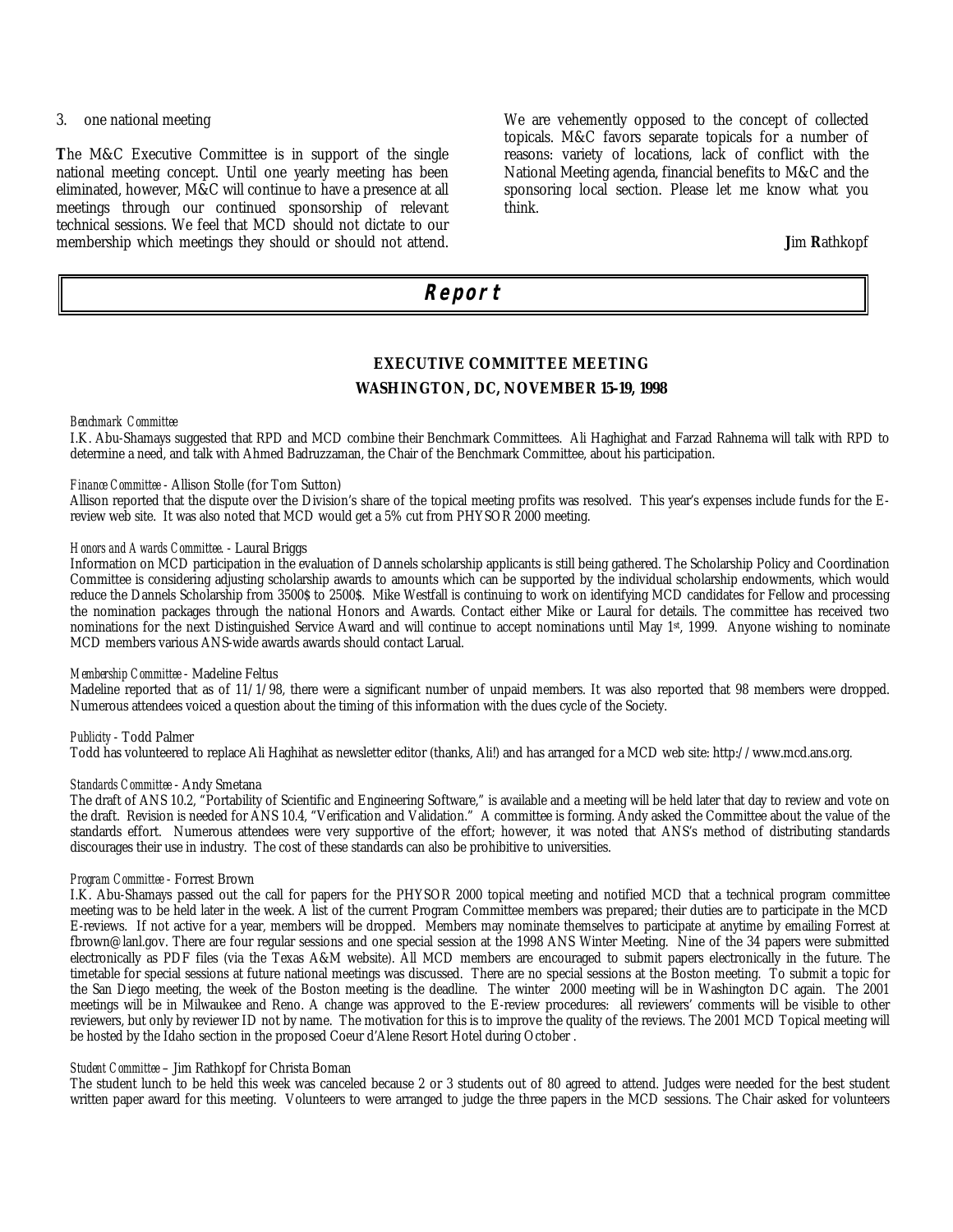3. one national meeting

**T**he M&C Executive Committee is in support of the single national meeting concept. Until one yearly meeting has been eliminated, however, M&C will continue to have a presence at all meetings through our continued sponsorship of relevant technical sessions. We feel that MCD should not dictate to our membership which meetings they should or should not attend. We are vehemently opposed to the concept of collected topicals. M&C favors separate topicals for a number of reasons: variety of locations, lack of conflict with the National Meeting agenda, financial benefits to M&C and the sponsoring local section. Please let me know what you think.

**J**im **R**athkopf

# Report

## EXECUTIVE COMMITTEE MEETING
## WASHINGTON, DC, NOVEMBER 15-19, 1998

*Benchmark Committee*

I.K. Abu-Shamays suggested that RPD and MCD combine their Benchmark Committees. Ali Haghighat and Farzad Rahnema will talk with RPD to determine a need, and talk with Ahmed Badruzzaman, the Chair of the Benchmark Committee, about his participation.

*Finance Committee* - Allison Stolle (for Tom Sutton)

Allison reported that the dispute over the Division's share of the topical meeting profits was resolved. This year's expenses include funds for the E-review web site. It was also noted that MCD would get a 5% cut from PHYSOR 2000 meeting.

*Honors and Awards Committee.* - Laural Briggs

Information on MCD participation in the evaluation of Dannels scholarship applicants is still being gathered. The Scholarship Policy and Coordination Committee is considering adjusting scholarship awards to amounts which can be supported by the individual scholarship endowments, which would reduce the Dannels Scholarship from 3500$ to 2500$. Mike Westfall is continuing to work on identifying MCD candidates for Fellow and processing the nomination packages through the national Honors and Awards. Contact either Mike or Laural for details. The committee has received two nominations for the next Distinguished Service Award and will continue to accept nominations until May 1st, 1999. Anyone wishing to nominate MCD members various ANS-wide awards awards should contact Larual.

*Membership Committee* - Madeline Feltus

Madeline reported that as of 11/1/98, there were a significant number of unpaid members. It was also reported that 98 members were dropped. Numerous attendees voiced a question about the timing of this information with the dues cycle of the Society.

*Publicity* - Todd Palmer

Todd has volunteered to replace Ali Haghihat as newsletter editor (thanks, Ali!) and has arranged for a MCD web site: http://www.mcd.ans.org.

*Standards Committee* - Andy Smetana

The draft of ANS 10.2, "Portability of Scientific and Engineering Software," is available and a meeting will be held later that day to review and vote on the draft. Revision is needed for ANS 10.4, "Verification and Validation." A committee is forming. Andy asked the Committee about the value of the standards effort. Numerous attendees were very supportive of the effort; however, it was noted that ANS's method of distributing standards discourages their use in industry. The cost of these standards can also be prohibitive to universities.

*Program Committee* - Forrest Brown

I.K. Abu-Shamays passed out the call for papers for the PHYSOR 2000 topical meeting and notified MCD that a technical program committee meeting was to be held later in the week. A list of the current Program Committee members was prepared; their duties are to participate in the MCD E-reviews. If not active for a year, members will be dropped. Members may nominate themselves to participate at anytime by emailing Forrest at fbrown@lanl.gov. There are four regular sessions and one special session at the 1998 ANS Winter Meeting. Nine of the 34 papers were submitted electronically as PDF files (via the Texas A&M website). All MCD members are encouraged to submit papers electronically in the future. The timetable for special sessions at future national meetings was discussed. There are no special sessions at the Boston meeting. To submit a topic for the San Diego meeting, the week of the Boston meeting is the deadline. The winter 2000 meeting will be in Washington DC again. The 2001 meetings will be in Milwaukee and Reno. A change was approved to the E-review procedures: all reviewers' comments will be visible to other reviewers, but only by reviewer ID not by name. The motivation for this is to improve the quality of the reviews. The 2001 MCD Topical meeting will be hosted by the Idaho section in the proposed Coeur d'Alene Resort Hotel during October .

*Student Committee* – Jim Rathkopf for Christa Boman

The student lunch to be held this week was canceled because 2 or 3 students out of 80 agreed to attend. Judges were needed for the best student written paper award for this meeting. Volunteers to were arranged to judge the three papers in the MCD sessions. The Chair asked for volunteers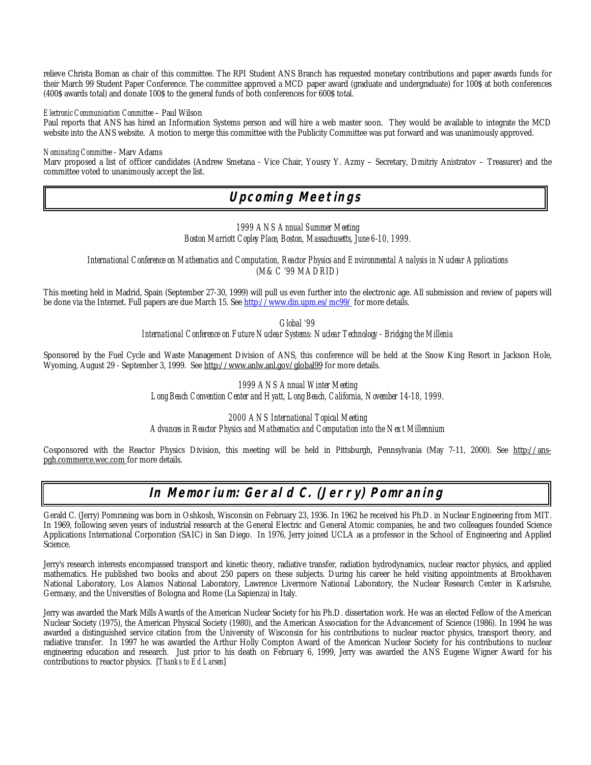relieve Christa Boman as chair of this committee. The RPI Student ANS Branch has requested monetary contributions and paper awards funds for their March 99 Student Paper Conference. The committee approved a MCD paper award (graduate and undergraduate) for 100$ at both conferences (400$ awards total) and donate 100$ to the general funds of both conferences for 600$ total.

*Electronic Communication Committee* – Paul Wilson

Paul reports that ANS has hired an Information Systems person and will hire a web master soon. They would be available to integrate the MCD website into the ANS website. A motion to merge this committee with the Publicity Committee was put forward and was unanimously approved.

*Nominating Committee* - Marv Adams

Marv proposed a list of officer candidates (Andrew Smetana - Vice Chair, Yousry Y. Azmy – Secretary, Dmitriy Anistratov – Treasurer) and the committee voted to unanimously accept the list.

## Upcoming Meetings

*1999 ANS Annual Summer Meeting*
*Boston Marriott Copley Place, Boston, Massachusetts, June 6-10, 1999.*

*International Conference on Mathematics and Computation, Reactor Physics and Environmental Analysis in Nuclear Applications*
*(M&C '99 MADRID)*

This meeting held in Madrid, Spain (September 27-30, 1999) will pull us even further into the electronic age. All submission and review of papers will be done via the Internet. Full papers are due March 15. See http://www.din.upm.es/mc99/ for more details.

*Global '99*
*International Conference on Future Nuclear Systems: Nuclear Technology - Bridging the Millenia*

Sponsored by the Fuel Cycle and Waste Management Division of ANS, this conference will be held at the Snow King Resort in Jackson Hole, Wyoming, August 29 - September 3, 1999. See http://www.anlw.anl.gov/global99 for more details.

*1999 ANS Annual Winter Meeting*
*Long Beach Convention Center and Hyatt, Long Beach, California, November 14-18, 1999.*

*2000 ANS International Topical Meeting*
*Advances in Reactor Physics and Mathematics and Computation into the Next Millennium*

Cosponsored with the Reactor Physics Division, this meeting will be held in Pittsburgh, Pennsylvania (May 7-11, 2000). See http://ans-pgh.commerce.wec.com for more details.

## In Memorium: Gerald C. (Jerry) Pomraning

Gerald C. (Jerry) Pomraning was born in Oshkosh, Wisconsin on February 23, 1936. In 1962 he received his Ph.D. in Nuclear Engineering from MIT. In 1969, following seven years of industrial research at the General Electric and General Atomic companies, he and two colleagues founded Science Applications International Corporation (SAIC) in San Diego. In 1976, Jerry joined UCLA as a professor in the School of Engineering and Applied Science.

Jerry's research interests encompassed transport and kinetic theory, radiative transfer, radiation hydrodynamics, nuclear reactor physics, and applied mathematics. He published two books and about 250 papers on these subjects. During his career he held visiting appointments at Brookhaven National Laboratory, Los Alamos National Laboratory, Lawrence Livermore National Laboratory, the Nuclear Research Center in Karlsruhe, Germany, and the Universities of Bologna and Rome (La Sapienza) in Italy.

Jerry was awarded the Mark Mills Awards of the American Nuclear Society for his Ph.D. dissertation work. He was an elected Fellow of the American Nuclear Society (1975), the American Physical Society (1980), and the American Association for the Advancement of Science (1986). In 1994 he was awarded a distinguished service citation from the University of Wisconsin for his contributions to nuclear reactor physics, transport theory, and radiative transfer. In 1997 he was awarded the Arthur Holly Compton Award of the American Nuclear Society for his contributions to nuclear engineering education and research. Just prior to his death on February 6, 1999, Jerry was awarded the ANS Eugene Wigner Award for his contributions to reactor physics. [*Thanks to Ed Larsen*]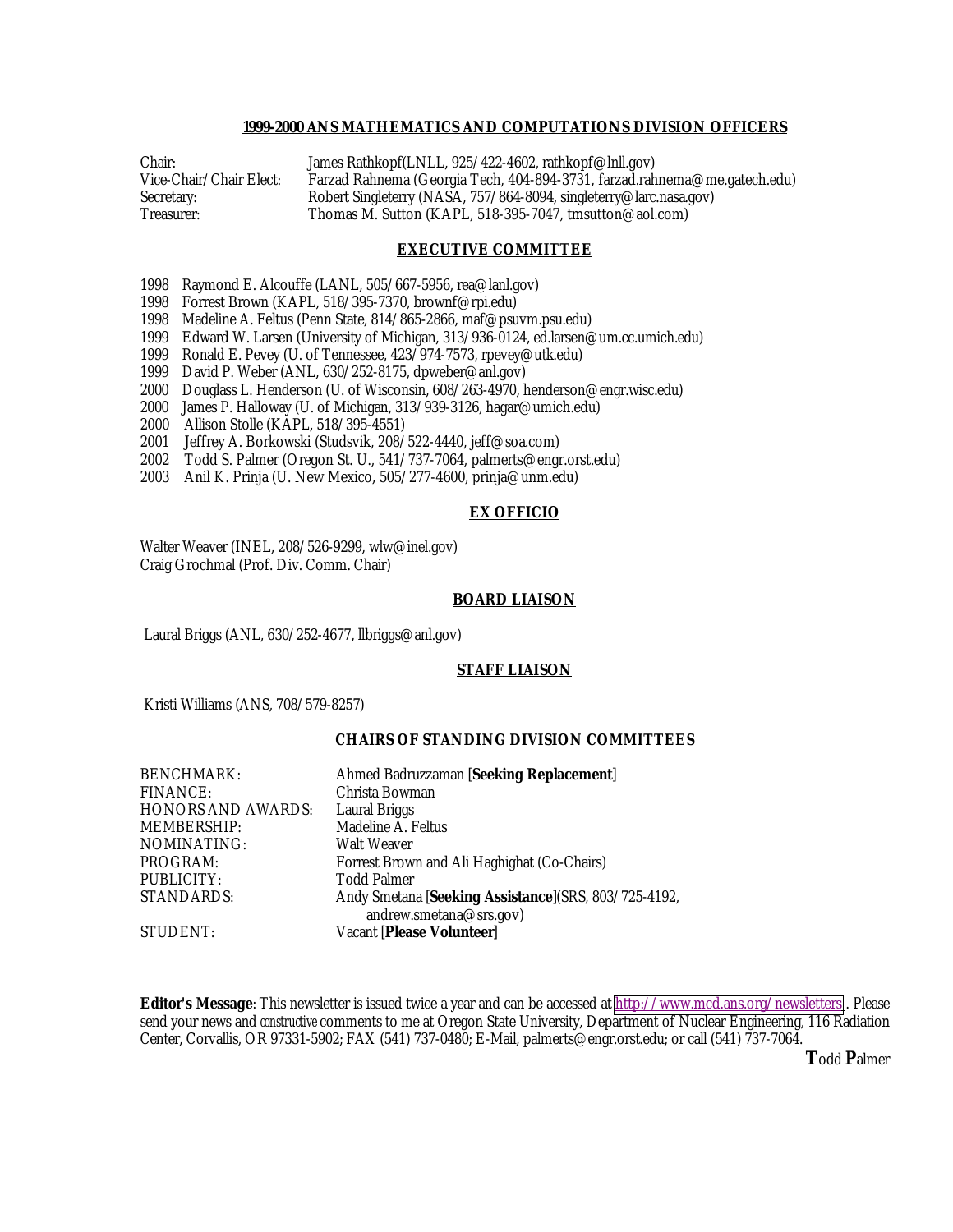## 1999-2000 ANS MATHEMATICS AND COMPUTATIONS DIVISION OFFICERS

| | |
|---|---|
| Chair: | James Rathkopf(LNLL, 925/422-4602, rathkopf@lnll.gov) |
| Vice-Chair/Chair Elect: | Farzad Rahnema (Georgia Tech, 404-894-3731, farzad.rahnema@me.gatech.edu) |
| Secretary: | Robert Singleterry (NASA, 757/864-8094, singleterry@larc.nasa.gov) |
| Treasurer: | Thomas M. Sutton (KAPL, 518-395-7047, tmsutton@aol.com) |

## EXECUTIVE COMMITTEE

1998 Raymond E. Alcouffe (LANL, 505/667-5956, rea@lanl.gov)
1998 Forrest Brown (KAPL, 518/395-7370, brownf@rpi.edu)
1998 Madeline A. Feltus (Penn State, 814/865-2866, maf@psuvm.psu.edu)
1999 Edward W. Larsen (University of Michigan, 313/936-0124, ed.larsen@um.cc.umich.edu)
1999 Ronald E. Pevey (U. of Tennessee, 423/974-7573, rpevey@utk.edu)
1999 David P. Weber (ANL, 630/252-8175, dpweber@anl.gov)
2000 Douglass L. Henderson (U. of Wisconsin, 608/263-4970, henderson@engr.wisc.edu)
2000 James P. Halloway (U. of Michigan, 313/939-3126, hagar@umich.edu)
2000 Allison Stolle (KAPL, 518/395-4551)
2001 Jeffrey A. Borkowski (Studsvik, 208/522-4440, jeff@soa.com)
2002 Todd S. Palmer (Oregon St. U., 541/737-7064, palmerts@engr.orst.edu)
2003 Anil K. Prinja (U. New Mexico, 505/277-4600, prinja@unm.edu)

## EX OFFICIO

Walter Weaver (INEL, 208/526-9299, wlw@inel.gov)
Craig Grochmal (Prof. Div. Comm. Chair)

## BOARD LIAISON

Laural Briggs (ANL, 630/252-4677, llbriggs@anl.gov)

## STAFF LIAISON

Kristi Williams (ANS, 708/579-8257)

## CHAIRS OF STANDING DIVISION COMMITTEES

| | |
|---|---|
| BENCHMARK: | Ahmed Badruzzaman [**Seeking Replacement**] |
| FINANCE: | Christa Bowman |
| HONORS AND AWARDS: | Laural Briggs |
| MEMBERSHIP: | Madeline A. Feltus |
| NOMINATING: | Walt Weaver |
| PROGRAM: | Forrest Brown and Ali Haghighat (Co-Chairs) |
| PUBLICITY: | Todd Palmer |
| STANDARDS: | Andy Smetana [**Seeking Assistance**](SRS, 803/725-4192, andrew.smetana@srs.gov) |
| STUDENT: | Vacant [**Please Volunteer**] |

**Editor's Message**: This newsletter is issued twice a year and can be accessed at http://www.mcd.ans.org/newsletters. Please send your news and *constructive* comments to me at Oregon State University, Department of Nuclear Engineering, 116 Radiation Center, Corvallis, OR 97331-5902; FAX (541) 737-0480; E-Mail, palmerts@engr.orst.edu; or call (541) 737-7064.

**T**odd **P**almer